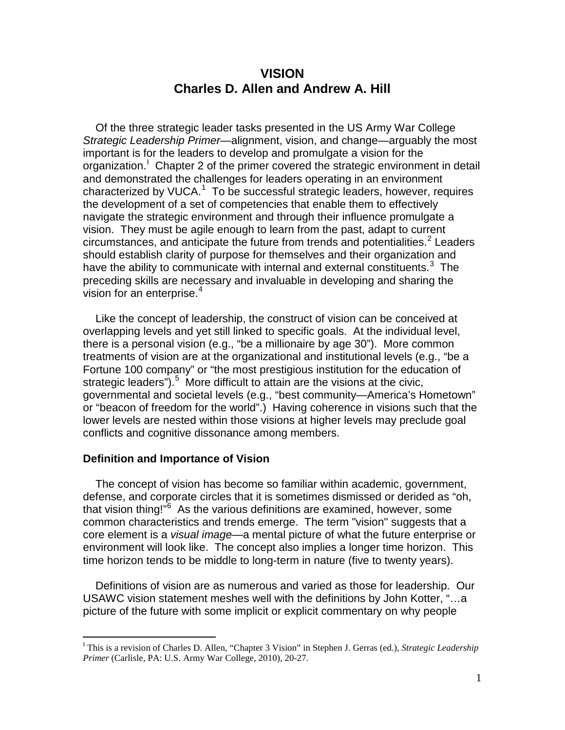# VISION
## Charles D. Allen and Andrew A. Hill

Of the three strategic leader tasks presented in the US Army War College *Strategic Leadership Primer*—alignment, vision, and change—arguably the most important is for the leaders to develop and promulgate a vision for the organization.[I] Chapter 2 of the primer covered the strategic environment in detail and demonstrated the challenges for leaders operating in an environment characterized by VUCA.[1] To be successful strategic leaders, however, requires the development of a set of competencies that enable them to effectively navigate the strategic environment and through their influence promulgate a vision. They must be agile enough to learn from the past, adapt to current circumstances, and anticipate the future from trends and potentialities.[2] Leaders should establish clarity of purpose for themselves and their organization and have the ability to communicate with internal and external constituents.[3] The preceding skills are necessary and invaluable in developing and sharing the vision for an enterprise.[4]

Like the concept of leadership, the construct of vision can be conceived at overlapping levels and yet still linked to specific goals. At the individual level, there is a personal vision (e.g., "be a millionaire by age 30"). More common treatments of vision are at the organizational and institutional levels (e.g., "be a Fortune 100 company" or "the most prestigious institution for the education of strategic leaders").[5] More difficult to attain are the visions at the civic, governmental and societal levels (e.g., "best community—America's Hometown" or "beacon of freedom for the world".) Having coherence in visions such that the lower levels are nested within those visions at higher levels may preclude goal conflicts and cognitive dissonance among members.

### Definition and Importance of Vision

The concept of vision has become so familiar within academic, government, defense, and corporate circles that it is sometimes dismissed or derided as "oh, that vision thing!"[6] As the various definitions are examined, however, some common characteristics and trends emerge. The term "vision" suggests that a core element is a *visual image*—a mental picture of what the future enterprise or environment will look like. The concept also implies a longer time horizon. This time horizon tends to be middle to long-term in nature (five to twenty years).

Definitions of vision are as numerous and varied as those for leadership. Our USAWC vision statement meshes well with the definitions by John Kotter, "…a picture of the future with some implicit or explicit commentary on why people

---

[I] This is a revision of Charles D. Allen, "Chapter 3 Vision" in Stephen J. Gerras (ed.), *Strategic Leadership Primer* (Carlisle, PA: U.S. Army War College, 2010), 20-27.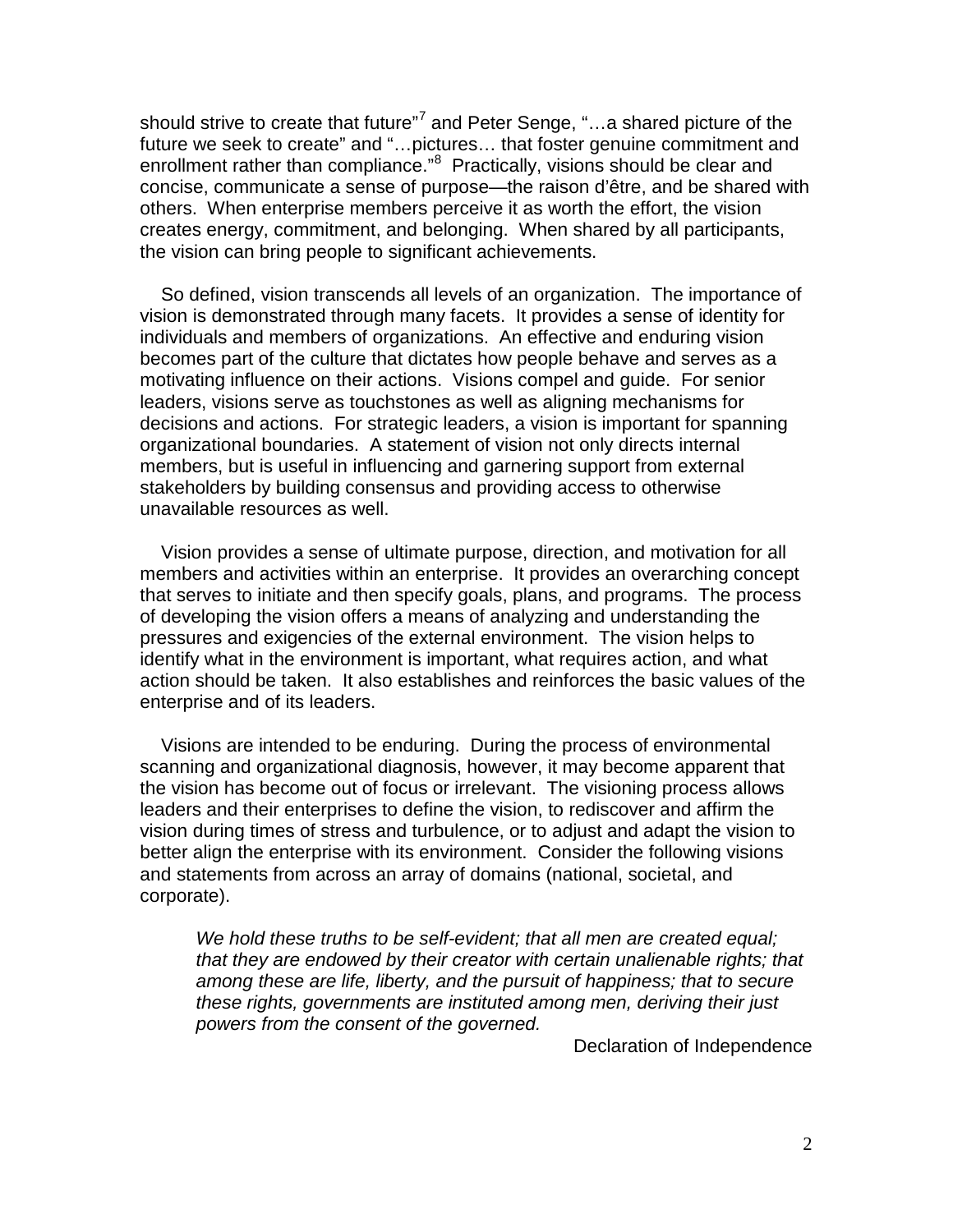should strive to create that future"[7] and Peter Senge, "…a shared picture of the future we seek to create" and "…pictures… that foster genuine commitment and enrollment rather than compliance."[8] Practically, visions should be clear and concise, communicate a sense of purpose—the raison d'être, and be shared with others. When enterprise members perceive it as worth the effort, the vision creates energy, commitment, and belonging. When shared by all participants, the vision can bring people to significant achievements.

So defined, vision transcends all levels of an organization. The importance of vision is demonstrated through many facets. It provides a sense of identity for individuals and members of organizations. An effective and enduring vision becomes part of the culture that dictates how people behave and serves as a motivating influence on their actions. Visions compel and guide. For senior leaders, visions serve as touchstones as well as aligning mechanisms for decisions and actions. For strategic leaders, a vision is important for spanning organizational boundaries. A statement of vision not only directs internal members, but is useful in influencing and garnering support from external stakeholders by building consensus and providing access to otherwise unavailable resources as well.

Vision provides a sense of ultimate purpose, direction, and motivation for all members and activities within an enterprise. It provides an overarching concept that serves to initiate and then specify goals, plans, and programs. The process of developing the vision offers a means of analyzing and understanding the pressures and exigencies of the external environment. The vision helps to identify what in the environment is important, what requires action, and what action should be taken. It also establishes and reinforces the basic values of the enterprise and of its leaders.

Visions are intended to be enduring. During the process of environmental scanning and organizational diagnosis, however, it may become apparent that the vision has become out of focus or irrelevant. The visioning process allows leaders and their enterprises to define the vision, to rediscover and affirm the vision during times of stress and turbulence, or to adjust and adapt the vision to better align the enterprise with its environment. Consider the following visions and statements from across an array of domains (national, societal, and corporate).

> *We hold these truths to be self-evident; that all men are created equal; that they are endowed by their creator with certain unalienable rights; that among these are life, liberty, and the pursuit of happiness; that to secure these rights, governments are instituted among men, deriving their just powers from the consent of the governed.*
>
> Declaration of Independence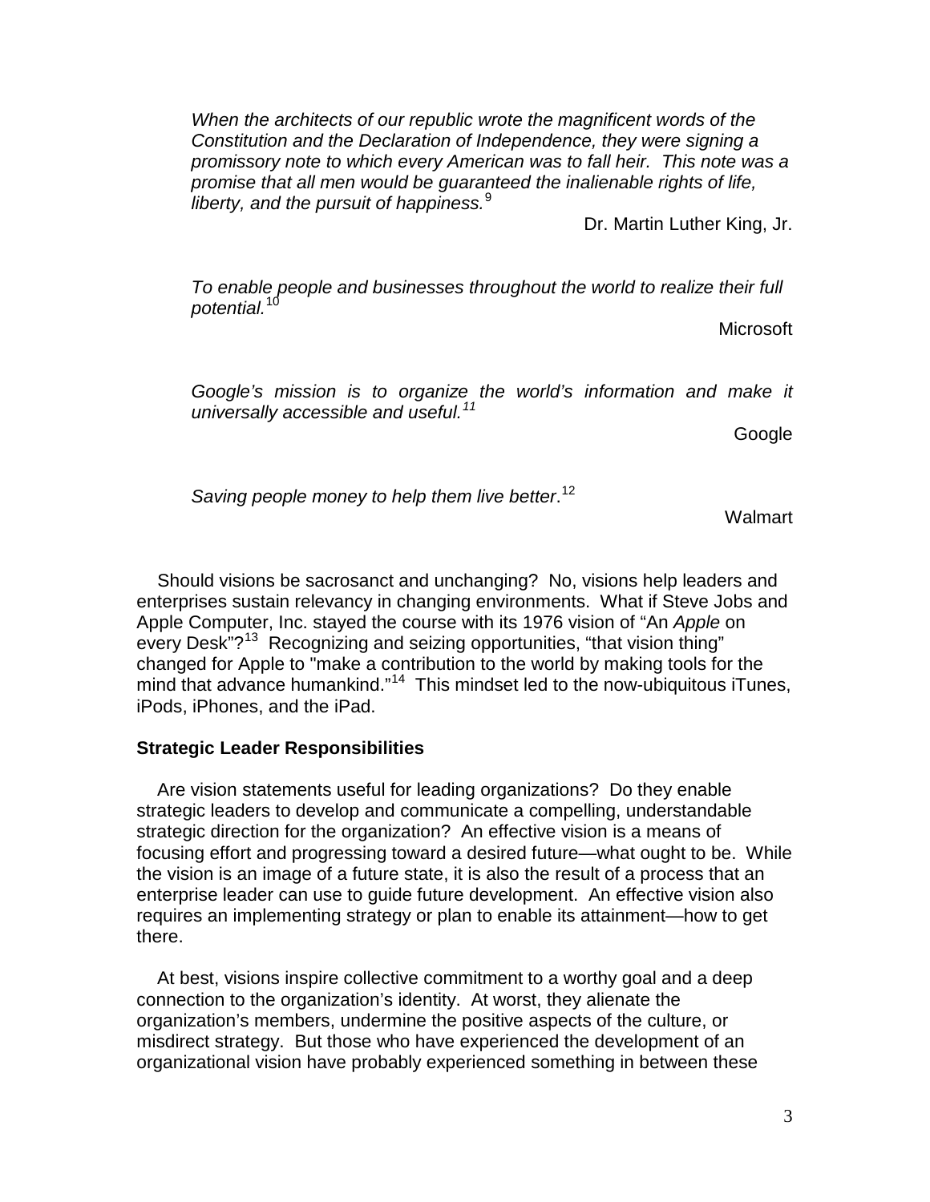*When the architects of our republic wrote the magnificent words of the Constitution and the Declaration of Independence, they were signing a promissory note to which every American was to fall heir. This note was a promise that all men would be guaranteed the inalienable rights of life, liberty, and the pursuit of happiness.*[9]

Dr. Martin Luther King, Jr.

*To enable people and businesses throughout the world to realize their full potential.*[10]

Microsoft

*Google's mission is to organize the world's information and make it universally accessible and useful.*[11]

Google

*Saving people money to help them live better*.[12]

Walmart

Should visions be sacrosanct and unchanging? No, visions help leaders and enterprises sustain relevancy in changing environments. What if Steve Jobs and Apple Computer, Inc. stayed the course with its 1976 vision of "An *Apple* on every Desk"?[13] Recognizing and seizing opportunities, "that vision thing" changed for Apple to "make a contribution to the world by making tools for the mind that advance humankind."[14] This mindset led to the now-ubiquitous iTunes, iPods, iPhones, and the iPad.

**Strategic Leader Responsibilities**

Are vision statements useful for leading organizations? Do they enable strategic leaders to develop and communicate a compelling, understandable strategic direction for the organization? An effective vision is a means of focusing effort and progressing toward a desired future—what ought to be. While the vision is an image of a future state, it is also the result of a process that an enterprise leader can use to guide future development. An effective vision also requires an implementing strategy or plan to enable its attainment—how to get there.

At best, visions inspire collective commitment to a worthy goal and a deep connection to the organization's identity. At worst, they alienate the organization's members, undermine the positive aspects of the culture, or misdirect strategy. But those who have experienced the development of an organizational vision have probably experienced something in between these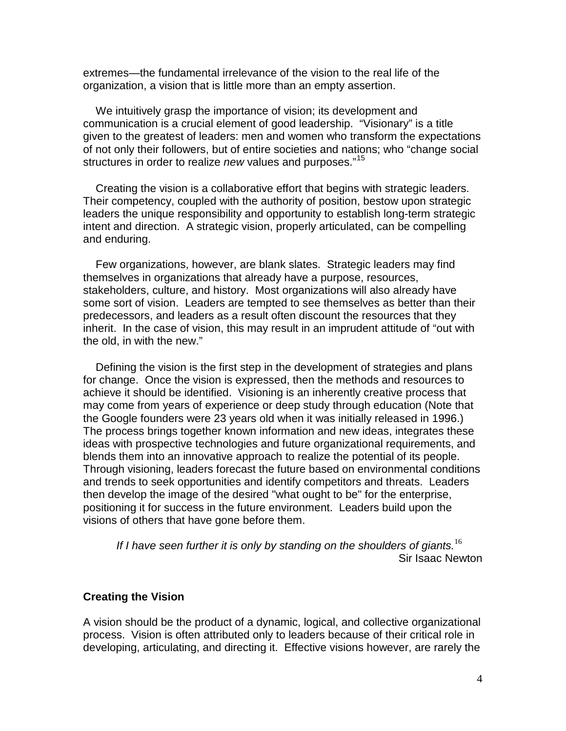extremes—the fundamental irrelevance of the vision to the real life of the organization, a vision that is little more than an empty assertion.

We intuitively grasp the importance of vision; its development and communication is a crucial element of good leadership. "Visionary" is a title given to the greatest of leaders: men and women who transform the expectations of not only their followers, but of entire societies and nations; who "change social structures in order to realize *new* values and purposes."[15]

Creating the vision is a collaborative effort that begins with strategic leaders. Their competency, coupled with the authority of position, bestow upon strategic leaders the unique responsibility and opportunity to establish long-term strategic intent and direction. A strategic vision, properly articulated, can be compelling and enduring.

Few organizations, however, are blank slates. Strategic leaders may find themselves in organizations that already have a purpose, resources, stakeholders, culture, and history. Most organizations will also already have some sort of vision. Leaders are tempted to see themselves as better than their predecessors, and leaders as a result often discount the resources that they inherit. In the case of vision, this may result in an imprudent attitude of "out with the old, in with the new."

Defining the vision is the first step in the development of strategies and plans for change. Once the vision is expressed, then the methods and resources to achieve it should be identified. Visioning is an inherently creative process that may come from years of experience or deep study through education (Note that the Google founders were 23 years old when it was initially released in 1996.) The process brings together known information and new ideas, integrates these ideas with prospective technologies and future organizational requirements, and blends them into an innovative approach to realize the potential of its people. Through visioning, leaders forecast the future based on environmental conditions and trends to seek opportunities and identify competitors and threats. Leaders then develop the image of the desired "what ought to be" for the enterprise, positioning it for success in the future environment. Leaders build upon the visions of others that have gone before them.

> *If I have seen further it is only by standing on the shoulders of giants.*[16]
>
> Sir Isaac Newton

**Creating the Vision**

A vision should be the product of a dynamic, logical, and collective organizational process. Vision is often attributed only to leaders because of their critical role in developing, articulating, and directing it. Effective visions however, are rarely the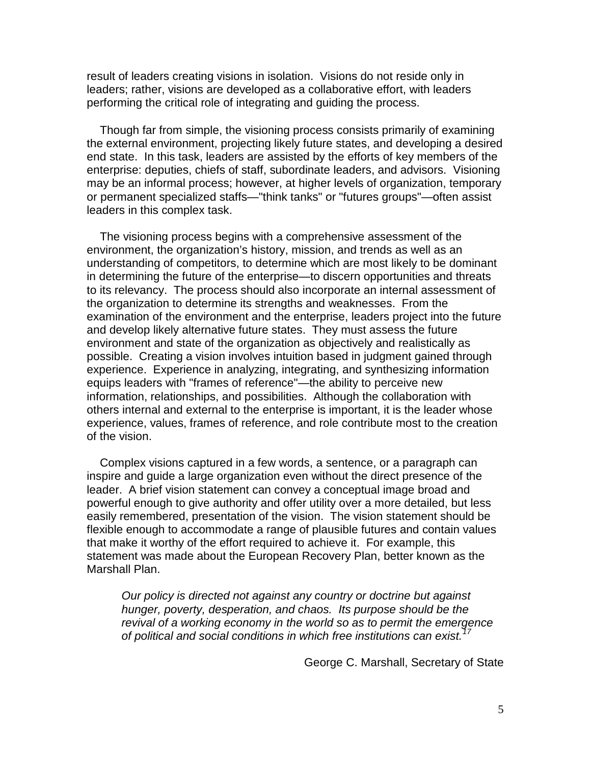result of leaders creating visions in isolation. Visions do not reside only in leaders; rather, visions are developed as a collaborative effort, with leaders performing the critical role of integrating and guiding the process.

Though far from simple, the visioning process consists primarily of examining the external environment, projecting likely future states, and developing a desired end state. In this task, leaders are assisted by the efforts of key members of the enterprise: deputies, chiefs of staff, subordinate leaders, and advisors. Visioning may be an informal process; however, at higher levels of organization, temporary or permanent specialized staffs—"think tanks" or "futures groups"—often assist leaders in this complex task.

The visioning process begins with a comprehensive assessment of the environment, the organization's history, mission, and trends as well as an understanding of competitors, to determine which are most likely to be dominant in determining the future of the enterprise—to discern opportunities and threats to its relevancy. The process should also incorporate an internal assessment of the organization to determine its strengths and weaknesses. From the examination of the environment and the enterprise, leaders project into the future and develop likely alternative future states. They must assess the future environment and state of the organization as objectively and realistically as possible. Creating a vision involves intuition based in judgment gained through experience. Experience in analyzing, integrating, and synthesizing information equips leaders with "frames of reference"—the ability to perceive new information, relationships, and possibilities. Although the collaboration with others internal and external to the enterprise is important, it is the leader whose experience, values, frames of reference, and role contribute most to the creation of the vision.

Complex visions captured in a few words, a sentence, or a paragraph can inspire and guide a large organization even without the direct presence of the leader. A brief vision statement can convey a conceptual image broad and powerful enough to give authority and offer utility over a more detailed, but less easily remembered, presentation of the vision. The vision statement should be flexible enough to accommodate a range of plausible futures and contain values that make it worthy of the effort required to achieve it. For example, this statement was made about the European Recovery Plan, better known as the Marshall Plan.

> *Our policy is directed not against any country or doctrine but against hunger, poverty, desperation, and chaos. Its purpose should be the revival of a working economy in the world so as to permit the emergence of political and social conditions in which free institutions can exist.*[17]

George C. Marshall, Secretary of State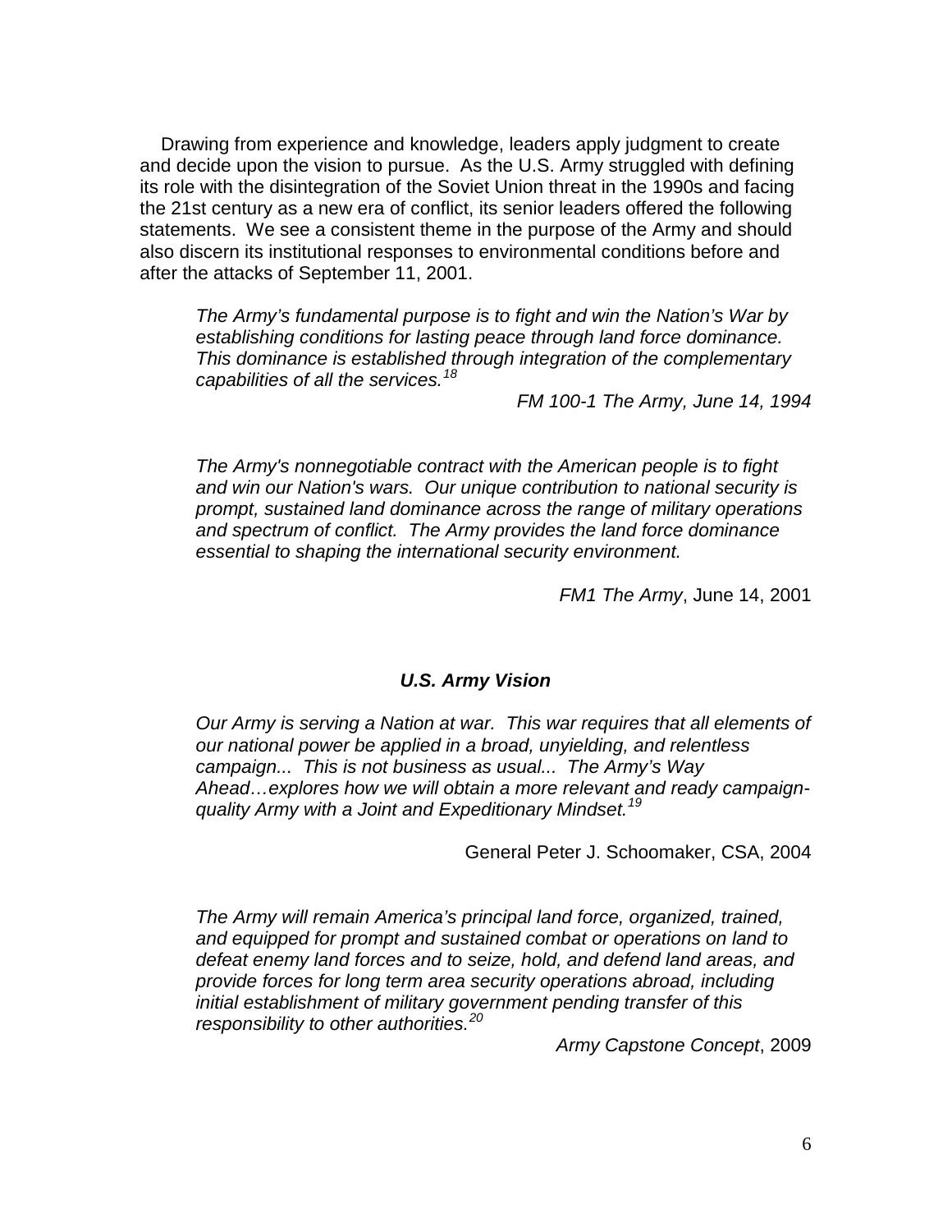Drawing from experience and knowledge, leaders apply judgment to create and decide upon the vision to pursue. As the U.S. Army struggled with defining its role with the disintegration of the Soviet Union threat in the 1990s and facing the 21st century as a new era of conflict, its senior leaders offered the following statements. We see a consistent theme in the purpose of the Army and should also discern its institutional responses to environmental conditions before and after the attacks of September 11, 2001.

> *The Army's fundamental purpose is to fight and win the Nation's War by establishing conditions for lasting peace through land force dominance. This dominance is established through integration of the complementary capabilities of all the services.*[18]
>
> *FM 100-1 The Army, June 14, 1994*

> *The Army's nonnegotiable contract with the American people is to fight and win our Nation's wars. Our unique contribution to national security is prompt, sustained land dominance across the range of military operations and spectrum of conflict. The Army provides the land force dominance essential to shaping the international security environment.*
>
> *FM1 The Army*, June 14, 2001

### *U.S. Army Vision*

> *Our Army is serving a Nation at war. This war requires that all elements of our national power be applied in a broad, unyielding, and relentless campaign... This is not business as usual... The Army's Way Ahead…explores how we will obtain a more relevant and ready campaign-quality Army with a Joint and Expeditionary Mindset.*[19]
>
> General Peter J. Schoomaker, CSA, 2004

> *The Army will remain America's principal land force, organized, trained, and equipped for prompt and sustained combat or operations on land to defeat enemy land forces and to seize, hold, and defend land areas, and provide forces for long term area security operations abroad, including initial establishment of military government pending transfer of this responsibility to other authorities.*[20]
>
> *Army Capstone Concept*, 2009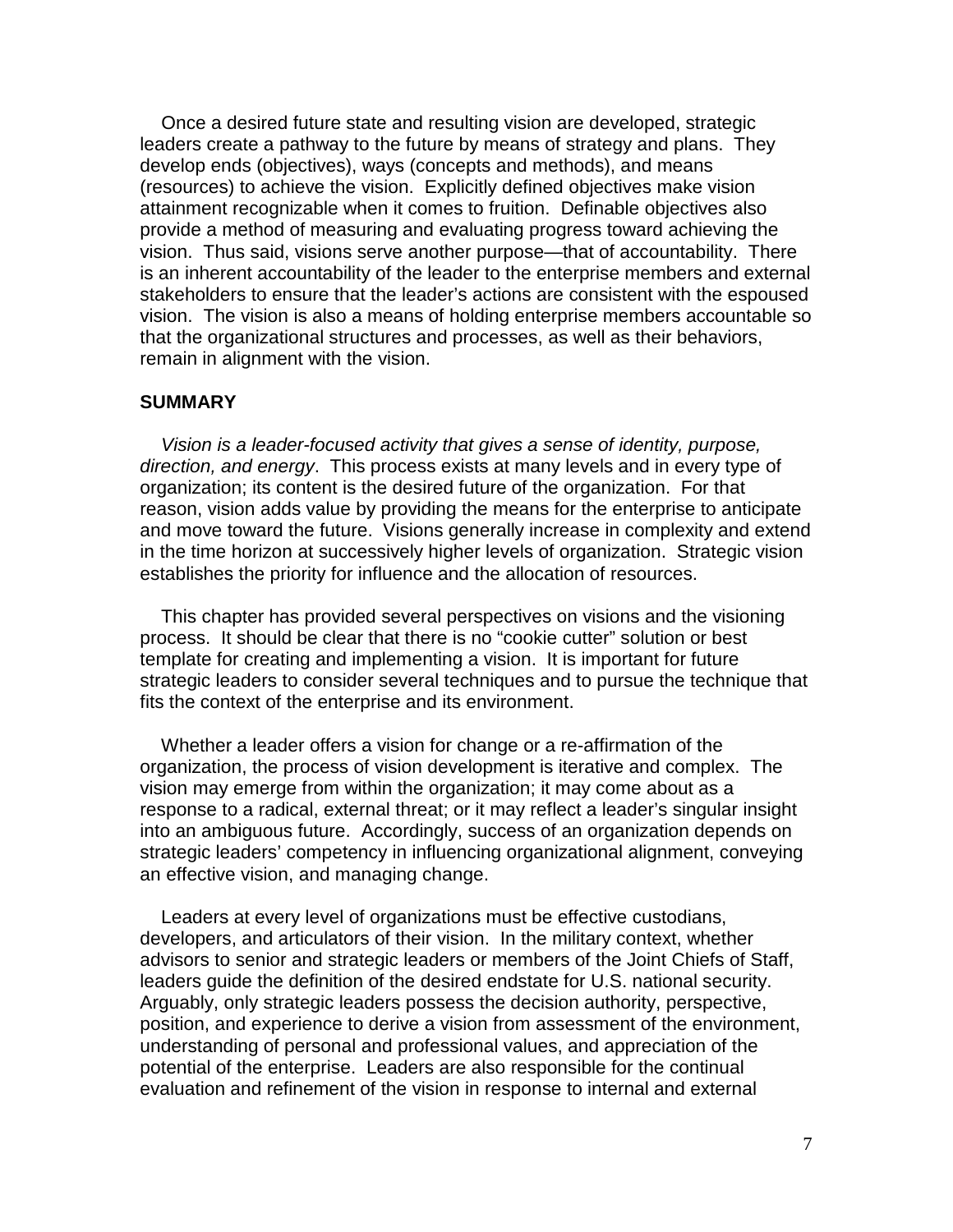Once a desired future state and resulting vision are developed, strategic leaders create a pathway to the future by means of strategy and plans. They develop ends (objectives), ways (concepts and methods), and means (resources) to achieve the vision. Explicitly defined objectives make vision attainment recognizable when it comes to fruition. Definable objectives also provide a method of measuring and evaluating progress toward achieving the vision. Thus said, visions serve another purpose—that of accountability. There is an inherent accountability of the leader to the enterprise members and external stakeholders to ensure that the leader's actions are consistent with the espoused vision. The vision is also a means of holding enterprise members accountable so that the organizational structures and processes, as well as their behaviors, remain in alignment with the vision.

## SUMMARY

*Vision is a leader-focused activity that gives a sense of identity, purpose, direction, and energy*. This process exists at many levels and in every type of organization; its content is the desired future of the organization. For that reason, vision adds value by providing the means for the enterprise to anticipate and move toward the future. Visions generally increase in complexity and extend in the time horizon at successively higher levels of organization. Strategic vision establishes the priority for influence and the allocation of resources.

This chapter has provided several perspectives on visions and the visioning process. It should be clear that there is no "cookie cutter" solution or best template for creating and implementing a vision. It is important for future strategic leaders to consider several techniques and to pursue the technique that fits the context of the enterprise and its environment.

Whether a leader offers a vision for change or a re-affirmation of the organization, the process of vision development is iterative and complex. The vision may emerge from within the organization; it may come about as a response to a radical, external threat; or it may reflect a leader's singular insight into an ambiguous future. Accordingly, success of an organization depends on strategic leaders' competency in influencing organizational alignment, conveying an effective vision, and managing change.

Leaders at every level of organizations must be effective custodians, developers, and articulators of their vision. In the military context, whether advisors to senior and strategic leaders or members of the Joint Chiefs of Staff, leaders guide the definition of the desired endstate for U.S. national security. Arguably, only strategic leaders possess the decision authority, perspective, position, and experience to derive a vision from assessment of the environment, understanding of personal and professional values, and appreciation of the potential of the enterprise. Leaders are also responsible for the continual evaluation and refinement of the vision in response to internal and external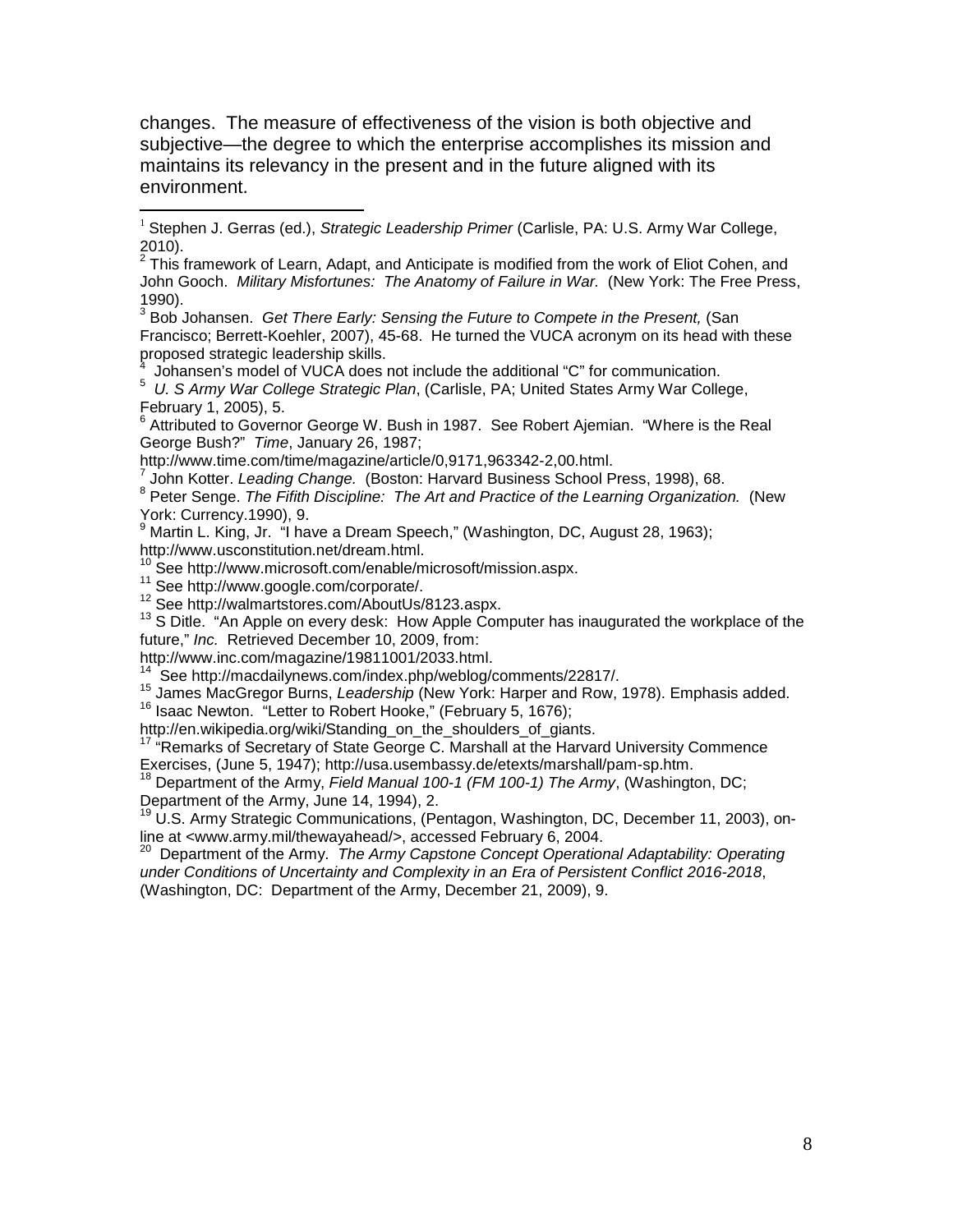changes. The measure of effectiveness of the vision is both objective and subjective—the degree to which the enterprise accomplishes its mission and maintains its relevancy in the present and in the future aligned with its environment.

---

[1] Stephen J. Gerras (ed.), *Strategic Leadership Primer* (Carlisle, PA: U.S. Army War College, 2010).

[2] This framework of Learn, Adapt, and Anticipate is modified from the work of Eliot Cohen, and John Gooch. *Military Misfortunes: The Anatomy of Failure in War.* (New York: The Free Press, 1990).

[3] Bob Johansen. *Get There Early: Sensing the Future to Compete in the Present,* (San Francisco; Berrett-Koehler, 2007), 45-68. He turned the VUCA acronym on its head with these proposed strategic leadership skills.

[4] Johansen's model of VUCA does not include the additional "C" for communication.

[5] *U. S Army War College Strategic Plan*, (Carlisle, PA; United States Army War College, February 1, 2005), 5.

[6] Attributed to Governor George W. Bush in 1987. See Robert Ajemian. "Where is the Real George Bush?" *Time*, January 26, 1987; http://www.time.com/time/magazine/article/0,9171,963342-2,00.html.

[7] John Kotter. *Leading Change.* (Boston: Harvard Business School Press, 1998), 68.

[8] Peter Senge. *The Fifith Discipline: The Art and Practice of the Learning Organization.* (New York: Currency.1990), 9.

[9] Martin L. King, Jr. "I have a Dream Speech," (Washington, DC, August 28, 1963); http://www.usconstitution.net/dream.html.

[10] See http://www.microsoft.com/enable/microsoft/mission.aspx.

[11] See http://www.google.com/corporate/.

[12] See http://walmartstores.com/AboutUs/8123.aspx.

[13] S Ditle. "An Apple on every desk: How Apple Computer has inaugurated the workplace of the future," *Inc.* Retrieved December 10, 2009, from: http://www.inc.com/magazine/19811001/2033.html.

[14] See http://macdailynews.com/index.php/weblog/comments/22817/.

[15] James MacGregor Burns, *Leadership* (New York: Harper and Row, 1978). Emphasis added.

[16] Isaac Newton. "Letter to Robert Hooke," (February 5, 1676); http://en.wikipedia.org/wiki/Standing_on_the_shoulders_of_giants.

[17] "Remarks of Secretary of State George C. Marshall at the Harvard University Commence Exercises, (June 5, 1947); http://usa.usembassy.de/etexts/marshall/pam-sp.htm.

[18] Department of the Army, *Field Manual 100-1 (FM 100-1) The Army*, (Washington, DC; Department of the Army, June 14, 1994), 2.

[19] U.S. Army Strategic Communications, (Pentagon, Washington, DC, December 11, 2003), on-line at <www.army.mil/thewayahead/>, accessed February 6, 2004.

[20] Department of the Army. *The Army Capstone Concept Operational Adaptability: Operating under Conditions of Uncertainty and Complexity in an Era of Persistent Conflict 2016-2018*, (Washington, DC: Department of the Army, December 21, 2009), 9.